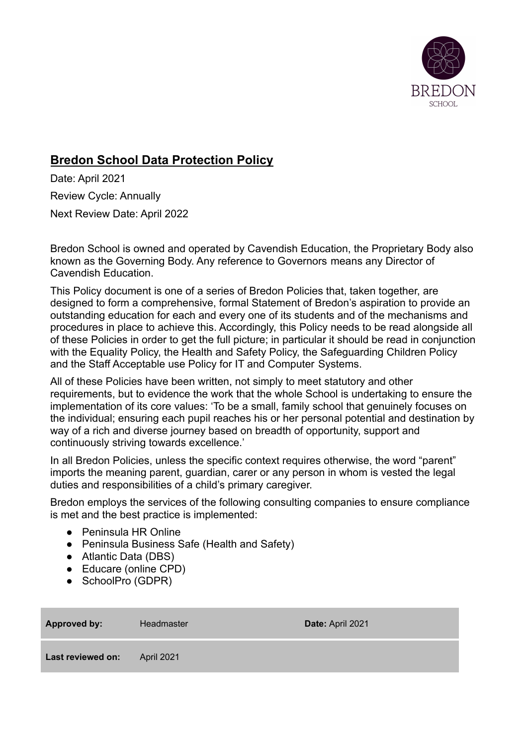BREDON
SCHOOL

# Bredon School Data Protection Policy

Date: April 2021

Review Cycle: Annually

Next Review Date: April 2022

Bredon School is owned and operated by Cavendish Education, the Proprietary Body also known as the Governing Body. Any reference to Governors means any Director of Cavendish Education.

This Policy document is one of a series of Bredon Policies that, taken together, are designed to form a comprehensive, formal Statement of Bredon's aspiration to provide an outstanding education for each and every one of its students and of the mechanisms and procedures in place to achieve this. Accordingly, this Policy needs to be read alongside all of these Policies in order to get the full picture; in particular it should be read in conjunction with the Equality Policy, the Health and Safety Policy, the Safeguarding Children Policy and the Staff Acceptable use Policy for IT and Computer Systems.

All of these Policies have been written, not simply to meet statutory and other requirements, but to evidence the work that the whole School is undertaking to ensure the implementation of its core values: 'To be a small, family school that genuinely focuses on the individual; ensuring each pupil reaches his or her personal potential and destination by way of a rich and diverse journey based on breadth of opportunity, support and continuously striving towards excellence.'

In all Bredon Policies, unless the specific context requires otherwise, the word "parent" imports the meaning parent, guardian, carer or any person in whom is vested the legal duties and responsibilities of a child's primary caregiver.

Bredon employs the services of the following consulting companies to ensure compliance is met and the best practice is implemented:

- Peninsula HR Online
- Peninsula Business Safe (Health and Safety)
- Atlantic Data (DBS)
- Educare (online CPD)
- SchoolPro (GDPR)

| **Approved by:** | Headmaster | **Date:** April 2021 |
|---|---|---|
| **Last reviewed on:** | April 2021 | |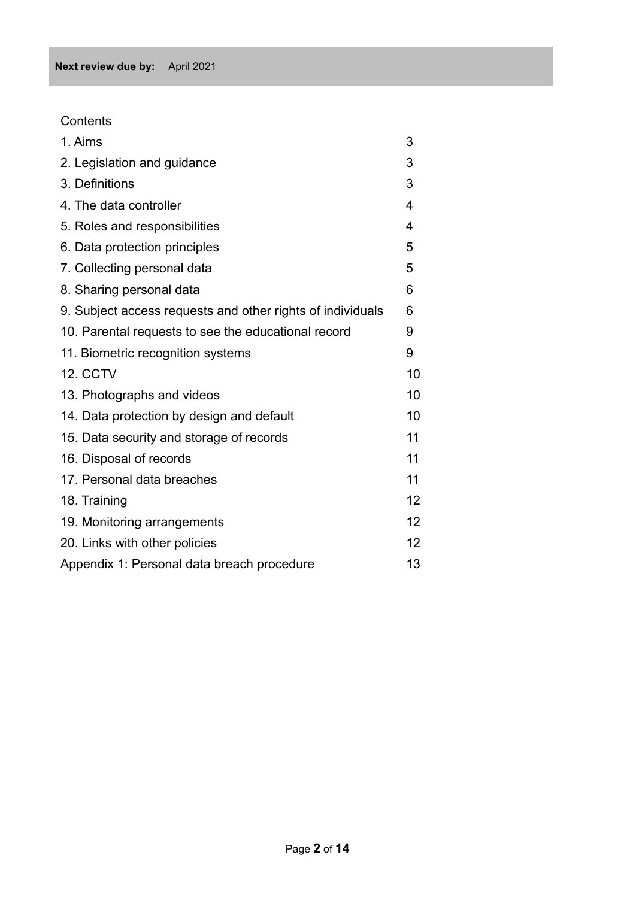**Next review due by:** April 2021

Contents

| | |
|---|---|
| 1. Aims | 3 |
| 2. Legislation and guidance | 3 |
| 3. Definitions | 3 |
| 4. The data controller | 4 |
| 5. Roles and responsibilities | 4 |
| 6. Data protection principles | 5 |
| 7. Collecting personal data | 5 |
| 8. Sharing personal data | 6 |
| 9. Subject access requests and other rights of individuals | 6 |
| 10. Parental requests to see the educational record | 9 |
| 11. Biometric recognition systems | 9 |
| 12. CCTV | 10 |
| 13. Photographs and videos | 10 |
| 14. Data protection by design and default | 10 |
| 15. Data security and storage of records | 11 |
| 16. Disposal of records | 11 |
| 17. Personal data breaches | 11 |
| 18. Training | 12 |
| 19. Monitoring arrangements | 12 |
| 20. Links with other policies | 12 |
| Appendix 1: Personal data breach procedure | 13 |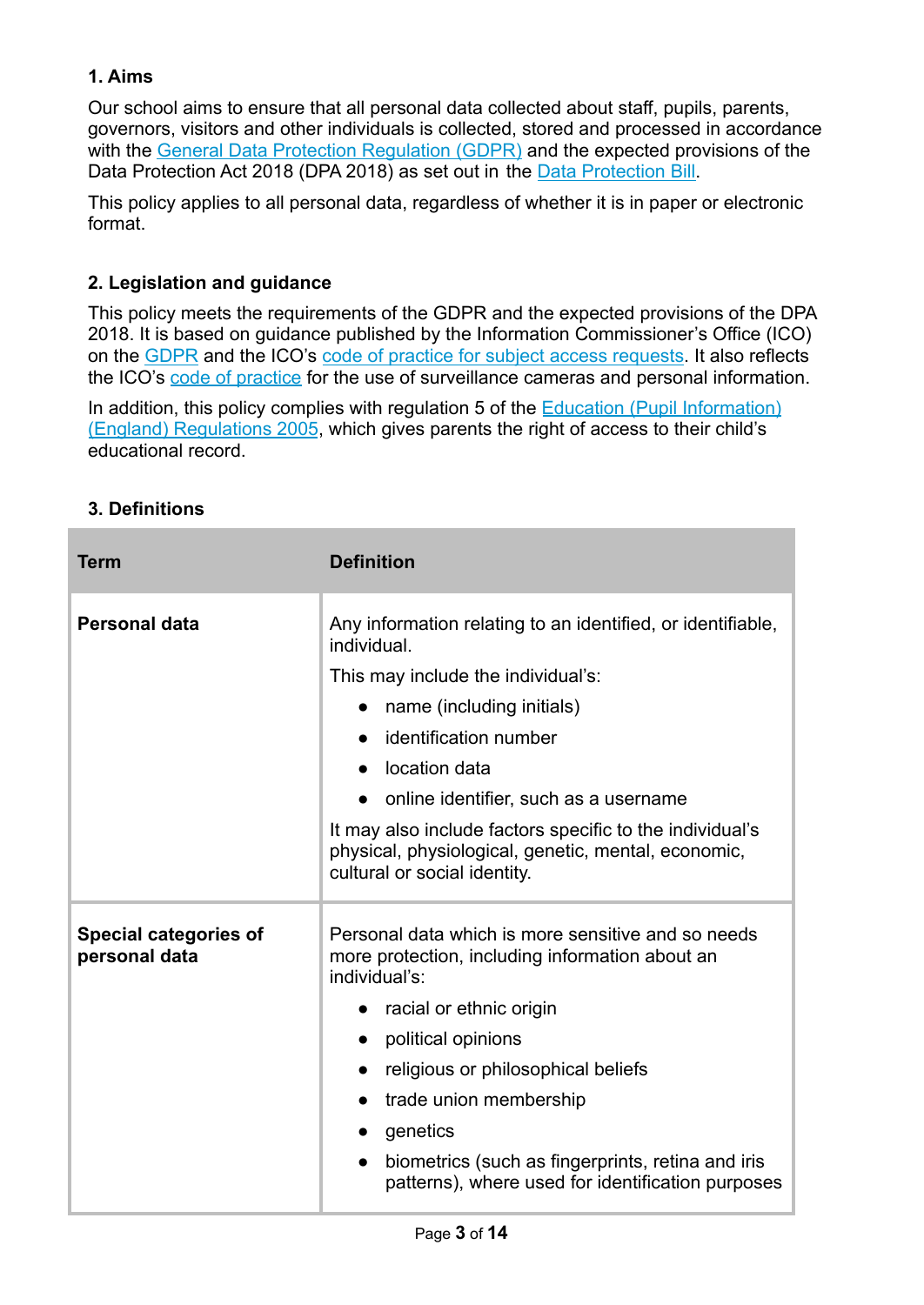## 1. Aims

Our school aims to ensure that all personal data collected about staff, pupils, parents, governors, visitors and other individuals is collected, stored and processed in accordance with the General Data Protection Regulation (GDPR) and the expected provisions of the Data Protection Act 2018 (DPA 2018) as set out in the Data Protection Bill.

This policy applies to all personal data, regardless of whether it is in paper or electronic format.

## 2. Legislation and guidance

This policy meets the requirements of the GDPR and the expected provisions of the DPA 2018. It is based on guidance published by the Information Commissioner's Office (ICO) on the GDPR and the ICO's code of practice for subject access requests. It also reflects the ICO's code of practice for the use of surveillance cameras and personal information.

In addition, this policy complies with regulation 5 of the Education (Pupil Information) (England) Regulations 2005, which gives parents the right of access to their child's educational record.

## 3. Definitions

| Term | Definition |
|---|---|
| **Personal data** | Any information relating to an identified, or identifiable, individual.<br>This may include the individual's:<br>• name (including initials)<br>• identification number<br>• location data<br>• online identifier, such as a username<br>It may also include factors specific to the individual's physical, physiological, genetic, mental, economic, cultural or social identity. |
| **Special categories of personal data** | Personal data which is more sensitive and so needs more protection, including information about an individual's:<br>• racial or ethnic origin<br>• political opinions<br>• religious or philosophical beliefs<br>• trade union membership<br>• genetics<br>• biometrics (such as fingerprints, retina and iris patterns), where used for identification purposes |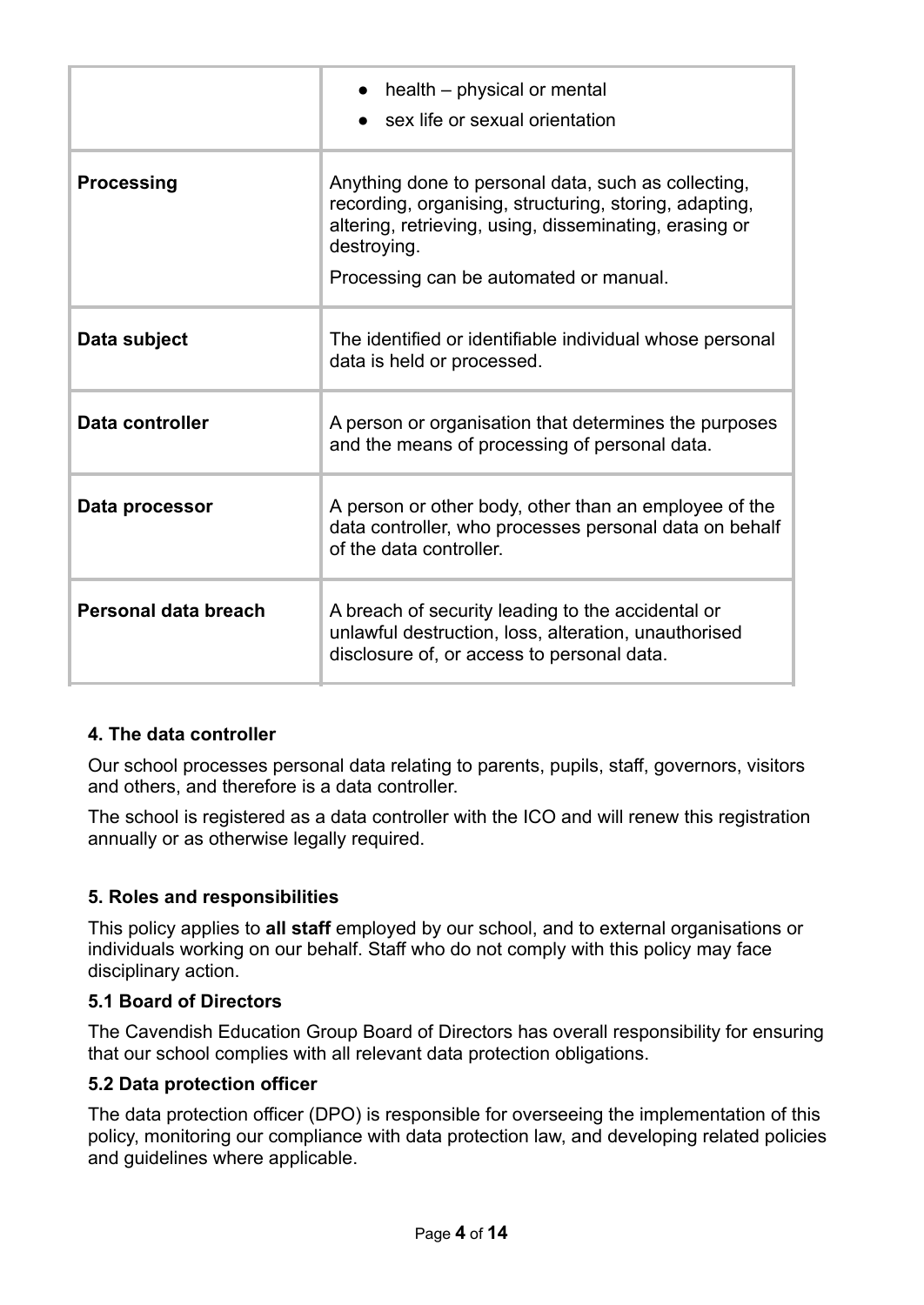| | |
|---|---|
| | • health – physical or mental<br>• sex life or sexual orientation |
| **Processing** | Anything done to personal data, such as collecting, recording, organising, structuring, storing, adapting, altering, retrieving, using, disseminating, erasing or destroying.<br>Processing can be automated or manual. |
| **Data subject** | The identified or identifiable individual whose personal data is held or processed. |
| **Data controller** | A person or organisation that determines the purposes and the means of processing of personal data. |
| **Data processor** | A person or other body, other than an employee of the data controller, who processes personal data on behalf of the data controller. |
| **Personal data breach** | A breach of security leading to the accidental or unlawful destruction, loss, alteration, unauthorised disclosure of, or access to personal data. |

### 4. The data controller

Our school processes personal data relating to parents, pupils, staff, governors, visitors and others, and therefore is a data controller.

The school is registered as a data controller with the ICO and will renew this registration annually or as otherwise legally required.

### 5. Roles and responsibilities

This policy applies to **all staff** employed by our school, and to external organisations or individuals working on our behalf. Staff who do not comply with this policy may face disciplinary action.

#### 5.1 Board of Directors

The Cavendish Education Group Board of Directors has overall responsibility for ensuring that our school complies with all relevant data protection obligations.

#### 5.2 Data protection officer

The data protection officer (DPO) is responsible for overseeing the implementation of this policy, monitoring our compliance with data protection law, and developing related policies and guidelines where applicable.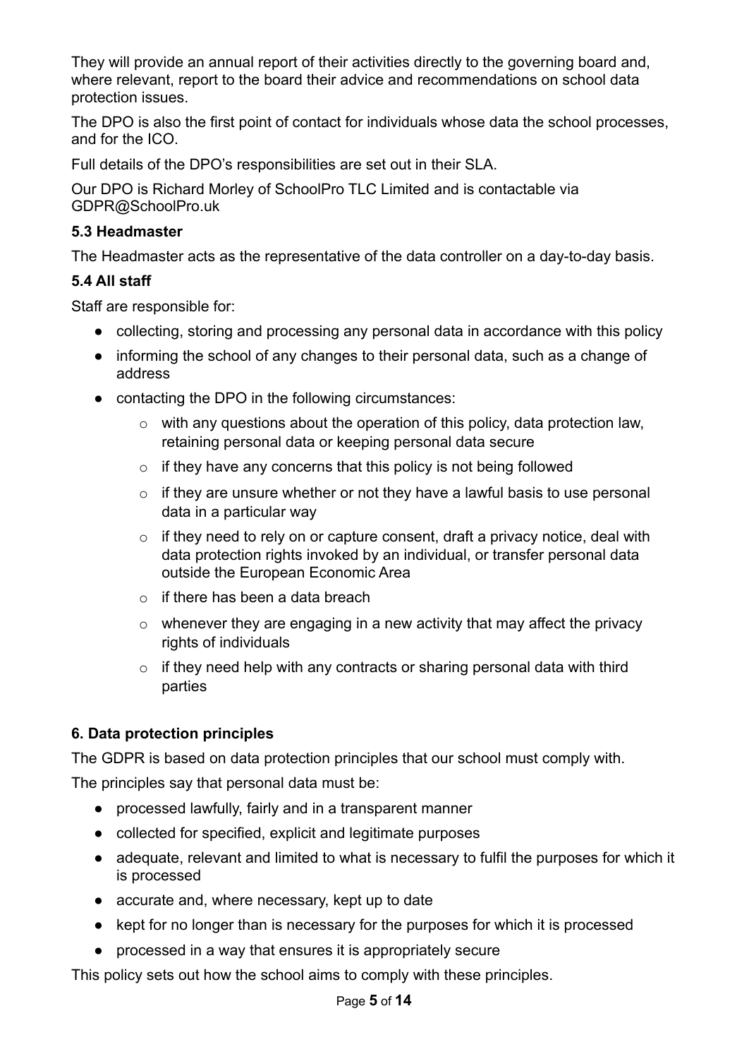They will provide an annual report of their activities directly to the governing board and, where relevant, report to the board their advice and recommendations on school data protection issues.

The DPO is also the first point of contact for individuals whose data the school processes, and for the ICO.

Full details of the DPO's responsibilities are set out in their SLA.

Our DPO is Richard Morley of SchoolPro TLC Limited and is contactable via GDPR@SchoolPro.uk

### 5.3 Headmaster

The Headmaster acts as the representative of the data controller on a day-to-day basis.

### 5.4 All staff

Staff are responsible for:

- collecting, storing and processing any personal data in accordance with this policy
- informing the school of any changes to their personal data, such as a change of address
- contacting the DPO in the following circumstances:
    - with any questions about the operation of this policy, data protection law, retaining personal data or keeping personal data secure
    - if they have any concerns that this policy is not being followed
    - if they are unsure whether or not they have a lawful basis to use personal data in a particular way
    - if they need to rely on or capture consent, draft a privacy notice, deal with data protection rights invoked by an individual, or transfer personal data outside the European Economic Area
    - if there has been a data breach
    - whenever they are engaging in a new activity that may affect the privacy rights of individuals
    - if they need help with any contracts or sharing personal data with third parties

## 6. Data protection principles

The GDPR is based on data protection principles that our school must comply with.

The principles say that personal data must be:

- processed lawfully, fairly and in a transparent manner
- collected for specified, explicit and legitimate purposes
- adequate, relevant and limited to what is necessary to fulfil the purposes for which it is processed
- accurate and, where necessary, kept up to date
- kept for no longer than is necessary for the purposes for which it is processed
- processed in a way that ensures it is appropriately secure

This policy sets out how the school aims to comply with these principles.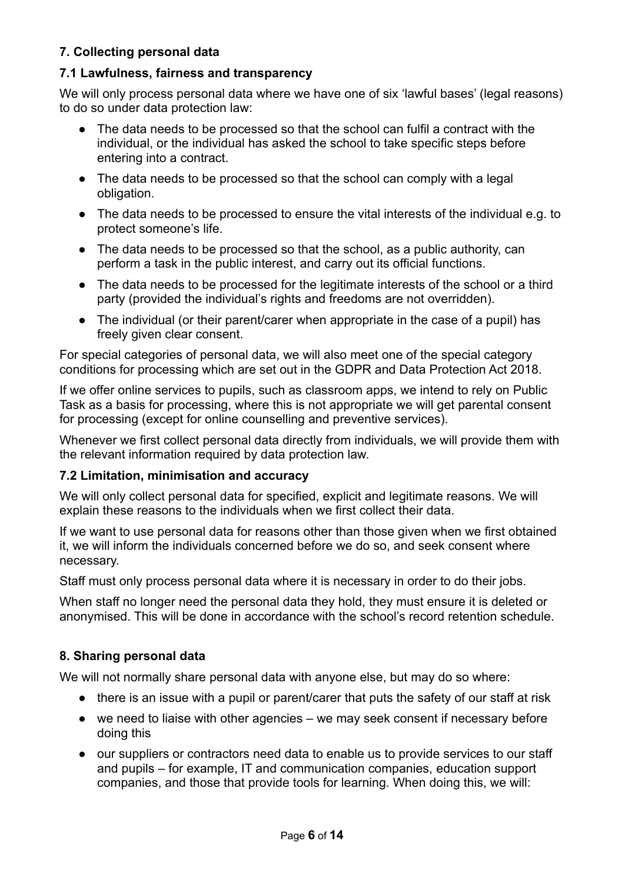## 7. Collecting personal data

### 7.1 Lawfulness, fairness and transparency

We will only process personal data where we have one of six 'lawful bases' (legal reasons) to do so under data protection law:

- The data needs to be processed so that the school can fulfil a contract with the individual, or the individual has asked the school to take specific steps before entering into a contract.
- The data needs to be processed so that the school can comply with a legal obligation.
- The data needs to be processed to ensure the vital interests of the individual e.g. to protect someone's life.
- The data needs to be processed so that the school, as a public authority, can perform a task in the public interest, and carry out its official functions.
- The data needs to be processed for the legitimate interests of the school or a third party (provided the individual's rights and freedoms are not overridden).
- The individual (or their parent/carer when appropriate in the case of a pupil) has freely given clear consent.

For special categories of personal data, we will also meet one of the special category conditions for processing which are set out in the GDPR and Data Protection Act 2018.

If we offer online services to pupils, such as classroom apps, we intend to rely on Public Task as a basis for processing, where this is not appropriate we will get parental consent for processing (except for online counselling and preventive services).

Whenever we first collect personal data directly from individuals, we will provide them with the relevant information required by data protection law.

### 7.2 Limitation, minimisation and accuracy

We will only collect personal data for specified, explicit and legitimate reasons. We will explain these reasons to the individuals when we first collect their data.

If we want to use personal data for reasons other than those given when we first obtained it, we will inform the individuals concerned before we do so, and seek consent where necessary.

Staff must only process personal data where it is necessary in order to do their jobs.

When staff no longer need the personal data they hold, they must ensure it is deleted or anonymised. This will be done in accordance with the school's record retention schedule.

## 8. Sharing personal data

We will not normally share personal data with anyone else, but may do so where:

- there is an issue with a pupil or parent/carer that puts the safety of our staff at risk
- we need to liaise with other agencies – we may seek consent if necessary before doing this
- our suppliers or contractors need data to enable us to provide services to our staff and pupils – for example, IT and communication companies, education support companies, and those that provide tools for learning. When doing this, we will: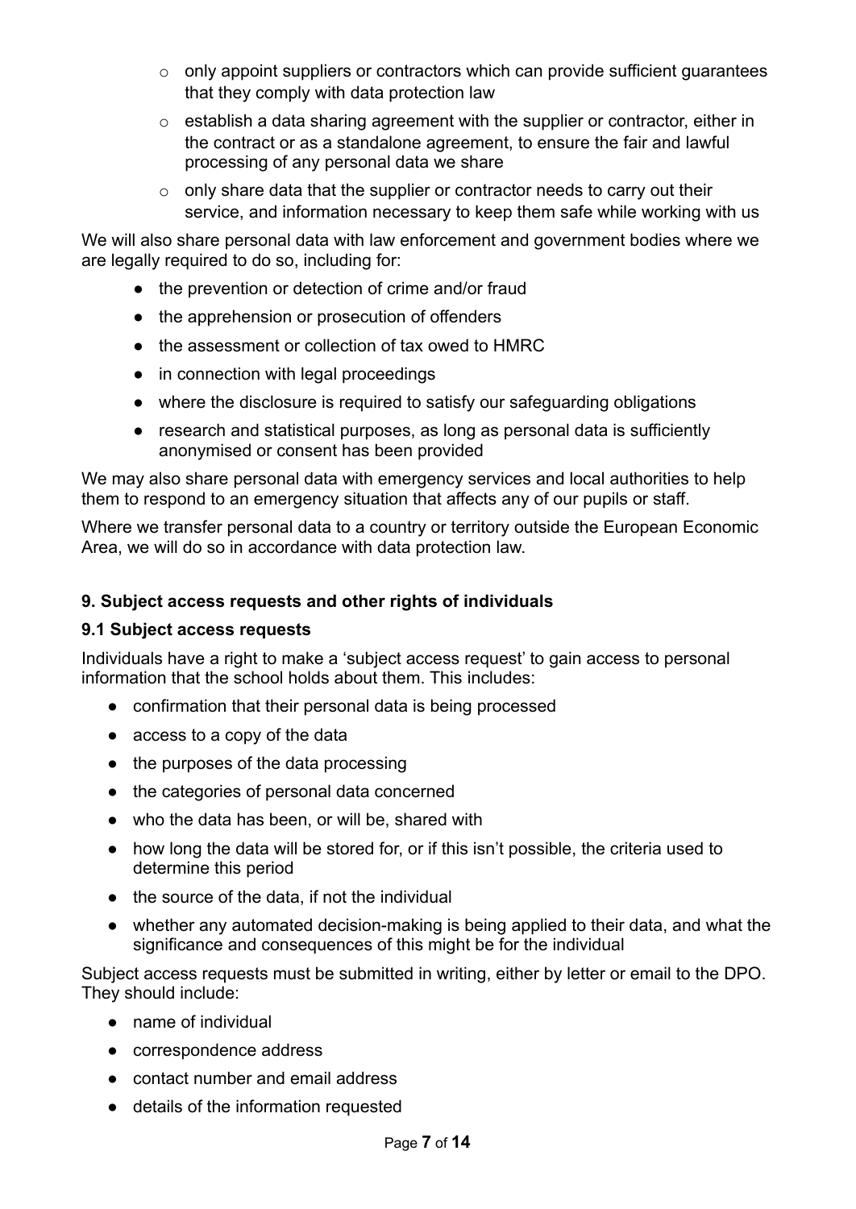- only appoint suppliers or contractors which can provide sufficient guarantees that they comply with data protection law
  - establish a data sharing agreement with the supplier or contractor, either in the contract or as a standalone agreement, to ensure the fair and lawful processing of any personal data we share
  - only share data that the supplier or contractor needs to carry out their service, and information necessary to keep them safe while working with us

We will also share personal data with law enforcement and government bodies where we are legally required to do so, including for:

- the prevention or detection of crime and/or fraud
- the apprehension or prosecution of offenders
- the assessment or collection of tax owed to HMRC
- in connection with legal proceedings
- where the disclosure is required to satisfy our safeguarding obligations
- research and statistical purposes, as long as personal data is sufficiently anonymised or consent has been provided

We may also share personal data with emergency services and local authorities to help them to respond to an emergency situation that affects any of our pupils or staff.

Where we transfer personal data to a country or territory outside the European Economic Area, we will do so in accordance with data protection law.

## 9. Subject access requests and other rights of individuals

### 9.1 Subject access requests

Individuals have a right to make a 'subject access request' to gain access to personal information that the school holds about them. This includes:

- confirmation that their personal data is being processed
- access to a copy of the data
- the purposes of the data processing
- the categories of personal data concerned
- who the data has been, or will be, shared with
- how long the data will be stored for, or if this isn't possible, the criteria used to determine this period
- the source of the data, if not the individual
- whether any automated decision-making is being applied to their data, and what the significance and consequences of this might be for the individual

Subject access requests must be submitted in writing, either by letter or email to the DPO. They should include:

- name of individual
- correspondence address
- contact number and email address
- details of the information requested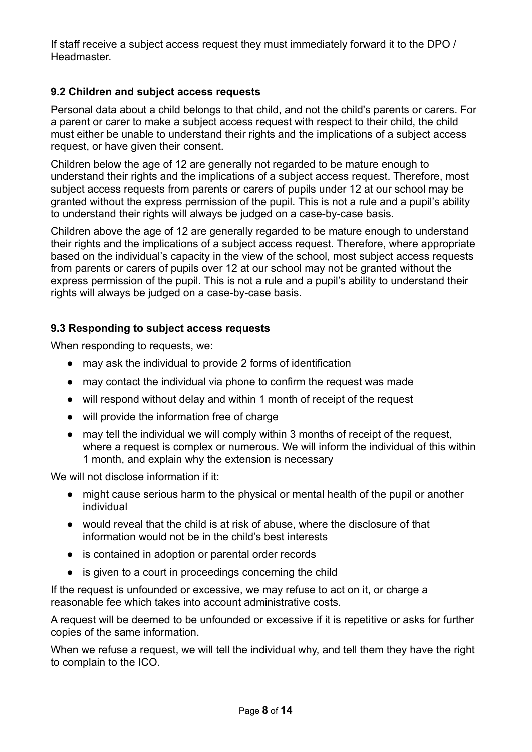If staff receive a subject access request they must immediately forward it to the DPO / Headmaster.

### 9.2 Children and subject access requests

Personal data about a child belongs to that child, and not the child's parents or carers. For a parent or carer to make a subject access request with respect to their child, the child must either be unable to understand their rights and the implications of a subject access request, or have given their consent.

Children below the age of 12 are generally not regarded to be mature enough to understand their rights and the implications of a subject access request. Therefore, most subject access requests from parents or carers of pupils under 12 at our school may be granted without the express permission of the pupil. This is not a rule and a pupil's ability to understand their rights will always be judged on a case-by-case basis.

Children above the age of 12 are generally regarded to be mature enough to understand their rights and the implications of a subject access request. Therefore, where appropriate based on the individual's capacity in the view of the school, most subject access requests from parents or carers of pupils over 12 at our school may not be granted without the express permission of the pupil. This is not a rule and a pupil's ability to understand their rights will always be judged on a case-by-case basis.

### 9.3 Responding to subject access requests

When responding to requests, we:

- may ask the individual to provide 2 forms of identification
- may contact the individual via phone to confirm the request was made
- will respond without delay and within 1 month of receipt of the request
- will provide the information free of charge
- may tell the individual we will comply within 3 months of receipt of the request, where a request is complex or numerous. We will inform the individual of this within 1 month, and explain why the extension is necessary

We will not disclose information if it:

- might cause serious harm to the physical or mental health of the pupil or another individual
- would reveal that the child is at risk of abuse, where the disclosure of that information would not be in the child's best interests
- is contained in adoption or parental order records
- is given to a court in proceedings concerning the child

If the request is unfounded or excessive, we may refuse to act on it, or charge a reasonable fee which takes into account administrative costs.

A request will be deemed to be unfounded or excessive if it is repetitive or asks for further copies of the same information.

When we refuse a request, we will tell the individual why, and tell them they have the right to complain to the ICO.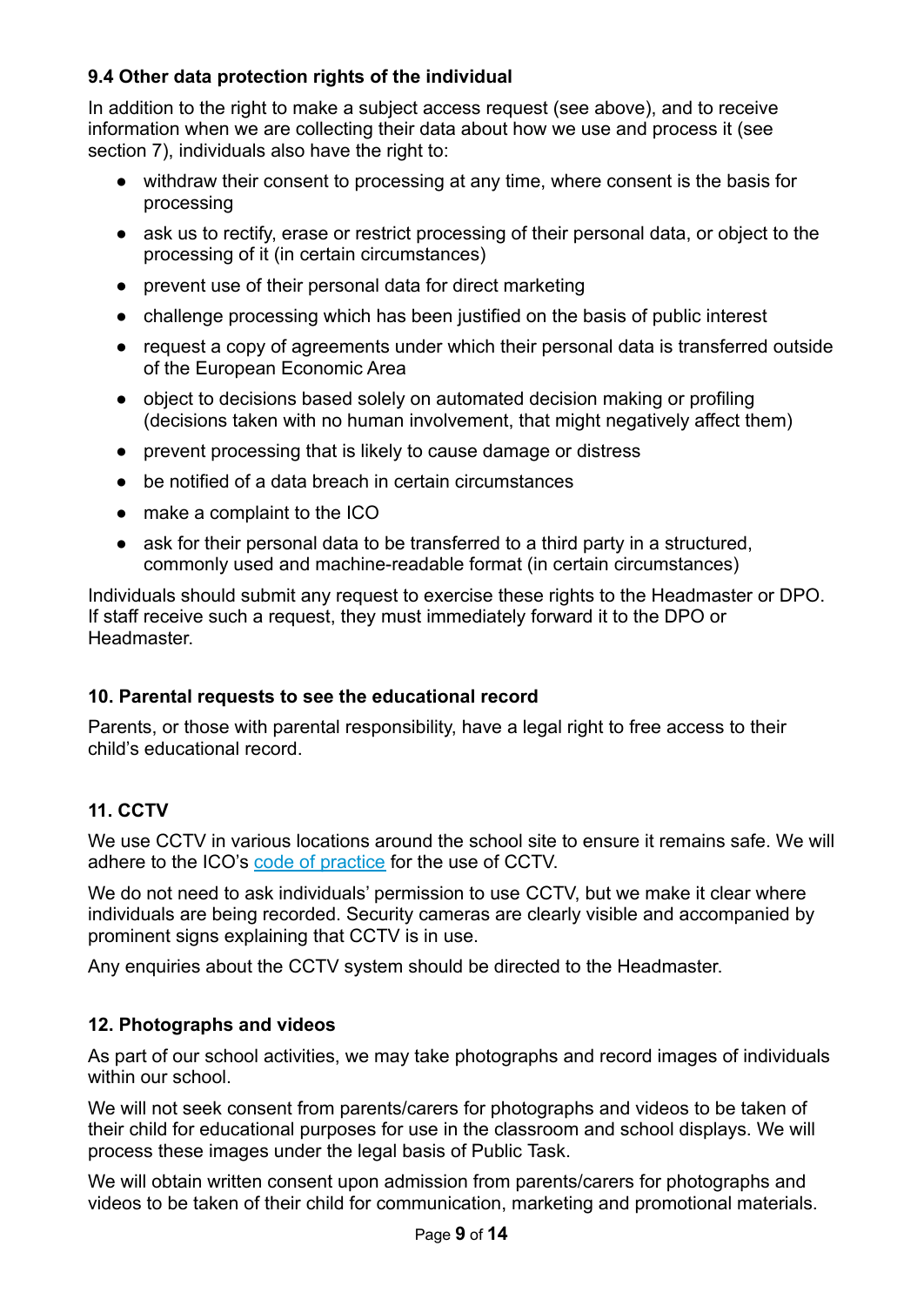### 9.4 Other data protection rights of the individual

In addition to the right to make a subject access request (see above), and to receive information when we are collecting their data about how we use and process it (see section 7), individuals also have the right to:

- withdraw their consent to processing at any time, where consent is the basis for processing
- ask us to rectify, erase or restrict processing of their personal data, or object to the processing of it (in certain circumstances)
- prevent use of their personal data for direct marketing
- challenge processing which has been justified on the basis of public interest
- request a copy of agreements under which their personal data is transferred outside of the European Economic Area
- object to decisions based solely on automated decision making or profiling (decisions taken with no human involvement, that might negatively affect them)
- prevent processing that is likely to cause damage or distress
- be notified of a data breach in certain circumstances
- make a complaint to the ICO
- ask for their personal data to be transferred to a third party in a structured, commonly used and machine-readable format (in certain circumstances)

Individuals should submit any request to exercise these rights to the Headmaster or DPO. If staff receive such a request, they must immediately forward it to the DPO or Headmaster.

## 10. Parental requests to see the educational record

Parents, or those with parental responsibility, have a legal right to free access to their child's educational record.

## 11. CCTV

We use CCTV in various locations around the school site to ensure it remains safe. We will adhere to the ICO's code of practice for the use of CCTV.

We do not need to ask individuals' permission to use CCTV, but we make it clear where individuals are being recorded. Security cameras are clearly visible and accompanied by prominent signs explaining that CCTV is in use.

Any enquiries about the CCTV system should be directed to the Headmaster.

## 12. Photographs and videos

As part of our school activities, we may take photographs and record images of individuals within our school.

We will not seek consent from parents/carers for photographs and videos to be taken of their child for educational purposes for use in the classroom and school displays. We will process these images under the legal basis of Public Task.

We will obtain written consent upon admission from parents/carers for photographs and videos to be taken of their child for communication, marketing and promotional materials.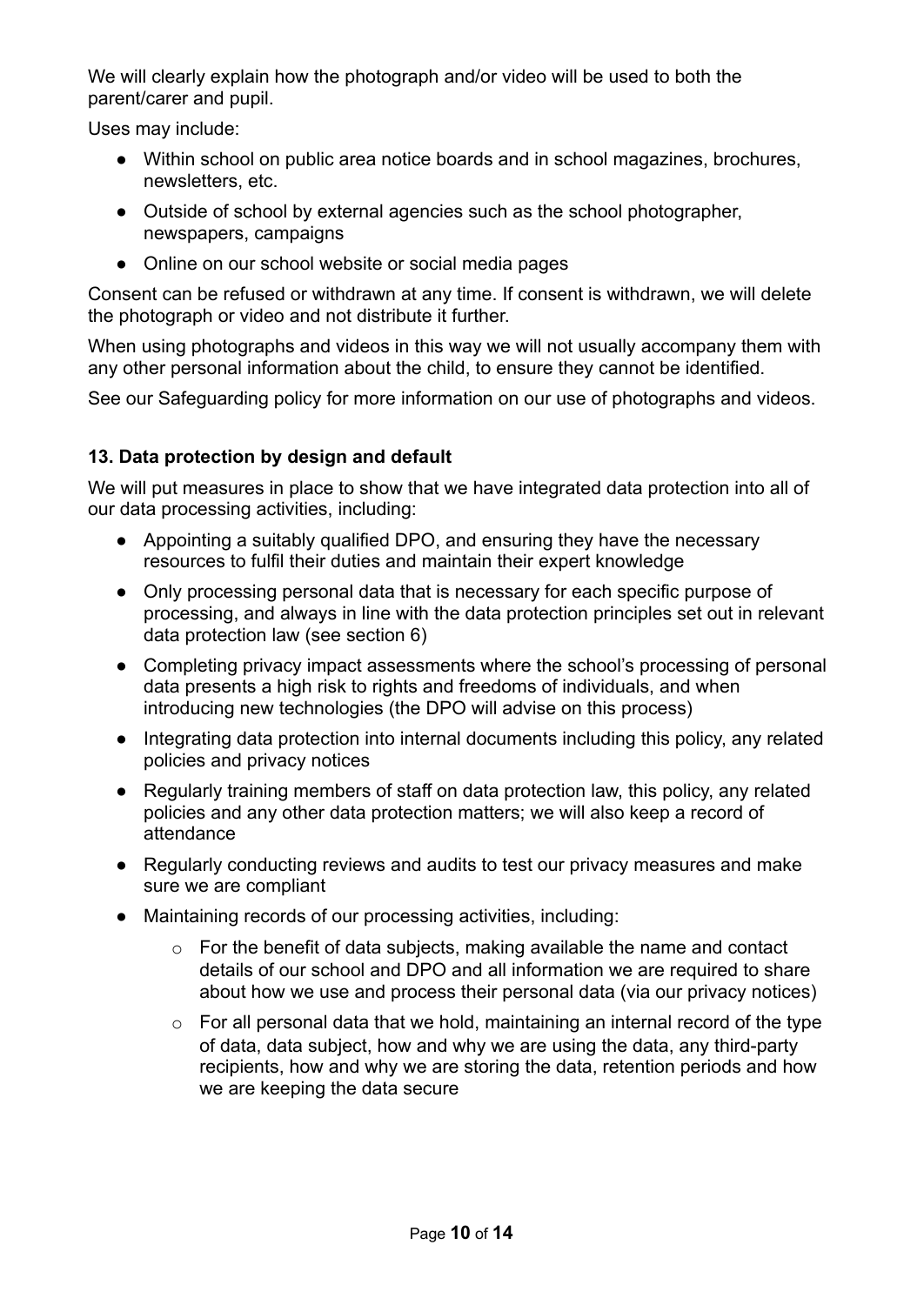We will clearly explain how the photograph and/or video will be used to both the parent/carer and pupil.

Uses may include:

- Within school on public area notice boards and in school magazines, brochures, newsletters, etc.
- Outside of school by external agencies such as the school photographer, newspapers, campaigns
- Online on our school website or social media pages

Consent can be refused or withdrawn at any time. If consent is withdrawn, we will delete the photograph or video and not distribute it further.

When using photographs and videos in this way we will not usually accompany them with any other personal information about the child, to ensure they cannot be identified.

See our Safeguarding policy for more information on our use of photographs and videos.

### 13. Data protection by design and default

We will put measures in place to show that we have integrated data protection into all of our data processing activities, including:

- Appointing a suitably qualified DPO, and ensuring they have the necessary resources to fulfil their duties and maintain their expert knowledge
- Only processing personal data that is necessary for each specific purpose of processing, and always in line with the data protection principles set out in relevant data protection law (see section 6)
- Completing privacy impact assessments where the school's processing of personal data presents a high risk to rights and freedoms of individuals, and when introducing new technologies (the DPO will advise on this process)
- Integrating data protection into internal documents including this policy, any related policies and privacy notices
- Regularly training members of staff on data protection law, this policy, any related policies and any other data protection matters; we will also keep a record of attendance
- Regularly conducting reviews and audits to test our privacy measures and make sure we are compliant
- Maintaining records of our processing activities, including:
    - For the benefit of data subjects, making available the name and contact details of our school and DPO and all information we are required to share about how we use and process their personal data (via our privacy notices)
    - For all personal data that we hold, maintaining an internal record of the type of data, data subject, how and why we are using the data, any third-party recipients, how and why we are storing the data, retention periods and how we are keeping the data secure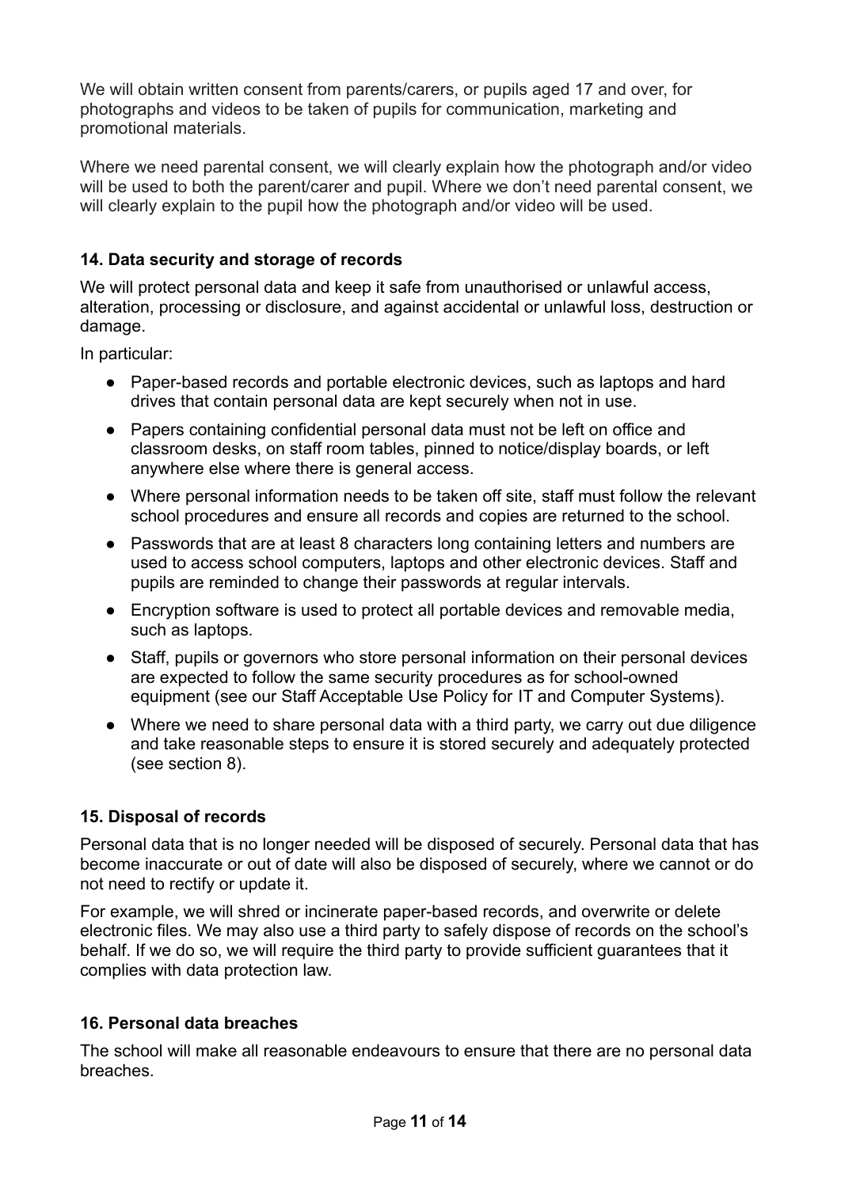We will obtain written consent from parents/carers, or pupils aged 17 and over, for photographs and videos to be taken of pupils for communication, marketing and promotional materials.

Where we need parental consent, we will clearly explain how the photograph and/or video will be used to both the parent/carer and pupil. Where we don't need parental consent, we will clearly explain to the pupil how the photograph and/or video will be used.

### 14. Data security and storage of records

We will protect personal data and keep it safe from unauthorised or unlawful access, alteration, processing or disclosure, and against accidental or unlawful loss, destruction or damage.

In particular:

- Paper-based records and portable electronic devices, such as laptops and hard drives that contain personal data are kept securely when not in use.
- Papers containing confidential personal data must not be left on office and classroom desks, on staff room tables, pinned to notice/display boards, or left anywhere else where there is general access.
- Where personal information needs to be taken off site, staff must follow the relevant school procedures and ensure all records and copies are returned to the school.
- Passwords that are at least 8 characters long containing letters and numbers are used to access school computers, laptops and other electronic devices. Staff and pupils are reminded to change their passwords at regular intervals.
- Encryption software is used to protect all portable devices and removable media, such as laptops.
- Staff, pupils or governors who store personal information on their personal devices are expected to follow the same security procedures as for school-owned equipment (see our Staff Acceptable Use Policy for IT and Computer Systems).
- Where we need to share personal data with a third party, we carry out due diligence and take reasonable steps to ensure it is stored securely and adequately protected (see section 8).

### 15. Disposal of records

Personal data that is no longer needed will be disposed of securely. Personal data that has become inaccurate or out of date will also be disposed of securely, where we cannot or do not need to rectify or update it.

For example, we will shred or incinerate paper-based records, and overwrite or delete electronic files. We may also use a third party to safely dispose of records on the school's behalf. If we do so, we will require the third party to provide sufficient guarantees that it complies with data protection law.

### 16. Personal data breaches

The school will make all reasonable endeavours to ensure that there are no personal data breaches.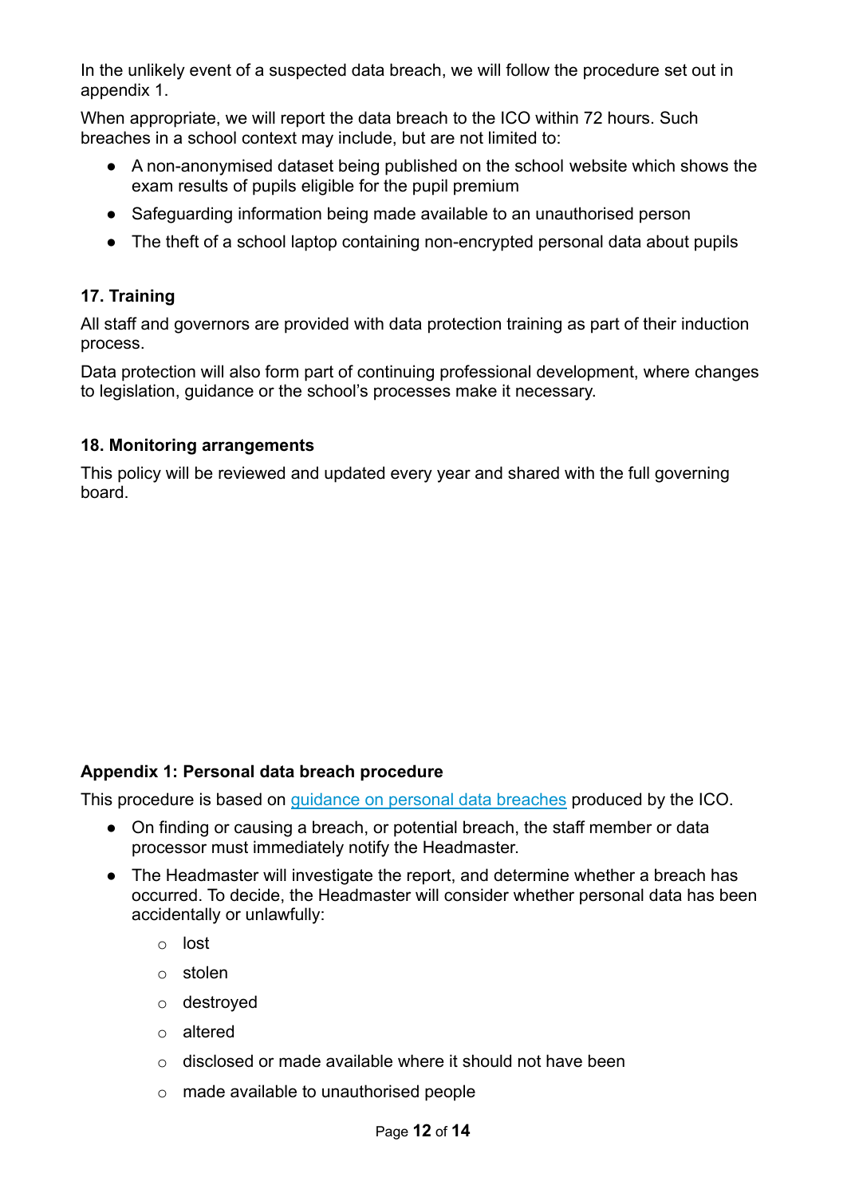In the unlikely event of a suspected data breach, we will follow the procedure set out in appendix 1.

When appropriate, we will report the data breach to the ICO within 72 hours. Such breaches in a school context may include, but are not limited to:

- A non-anonymised dataset being published on the school website which shows the exam results of pupils eligible for the pupil premium
- Safeguarding information being made available to an unauthorised person
- The theft of a school laptop containing non-encrypted personal data about pupils

### 17. Training

All staff and governors are provided with data protection training as part of their induction process.

Data protection will also form part of continuing professional development, where changes to legislation, guidance or the school's processes make it necessary.

### 18. Monitoring arrangements

This policy will be reviewed and updated every year and shared with the full governing board.

### Appendix 1: Personal data breach procedure

This procedure is based on [guidance on personal data breaches]() produced by the ICO.

- On finding or causing a breach, or potential breach, the staff member or data processor must immediately notify the Headmaster.
- The Headmaster will investigate the report, and determine whether a breach has occurred. To decide, the Headmaster will consider whether personal data has been accidentally or unlawfully:
    - lost
    - stolen
    - destroyed
    - altered
    - disclosed or made available where it should not have been
    - made available to unauthorised people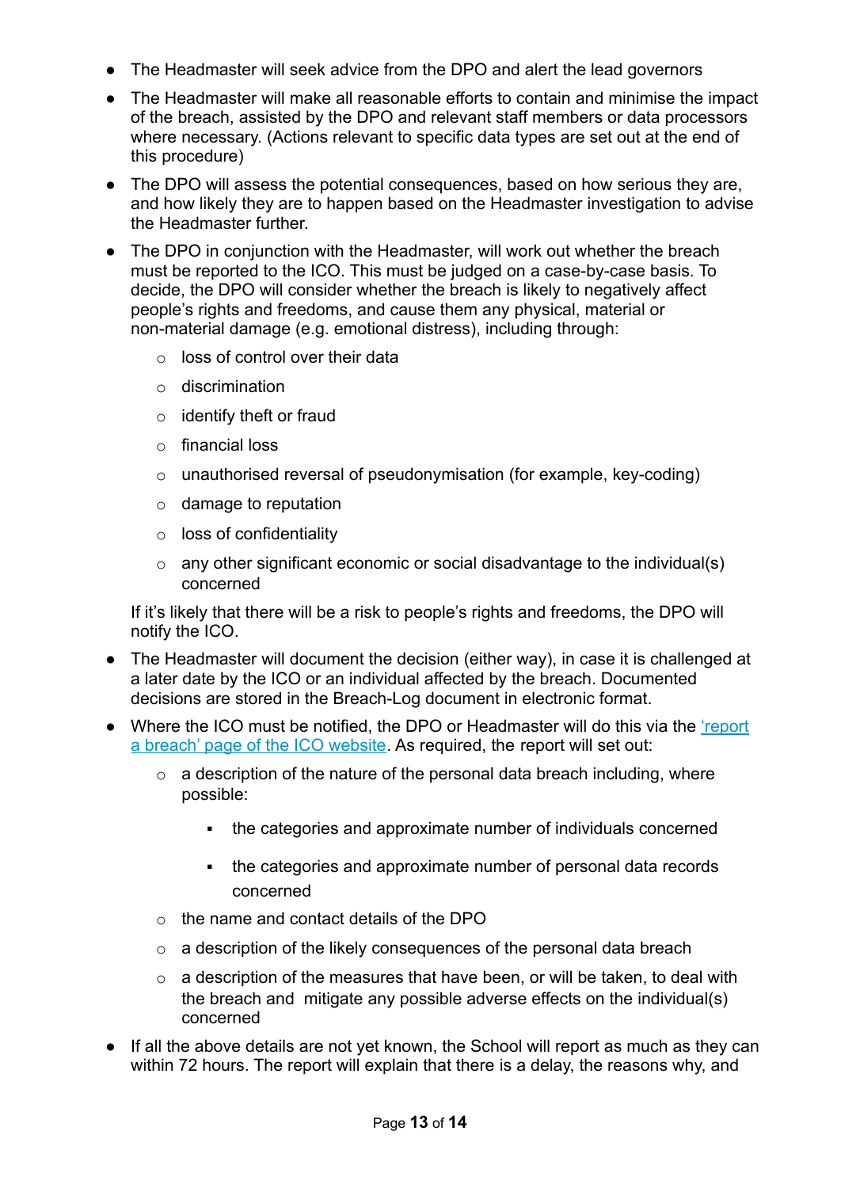- The Headmaster will seek advice from the DPO and alert the lead governors
- The Headmaster will make all reasonable efforts to contain and minimise the impact of the breach, assisted by the DPO and relevant staff members or data processors where necessary. (Actions relevant to specific data types are set out at the end of this procedure)
- The DPO will assess the potential consequences, based on how serious they are, and how likely they are to happen based on the Headmaster investigation to advise the Headmaster further.
- The DPO in conjunction with the Headmaster, will work out whether the breach must be reported to the ICO. This must be judged on a case-by-case basis. To decide, the DPO will consider whether the breach is likely to negatively affect people's rights and freedoms, and cause them any physical, material or non-material damage (e.g. emotional distress), including through:
    - loss of control over their data
    - discrimination
    - identify theft or fraud
    - financial loss
    - unauthorised reversal of pseudonymisation (for example, key-coding)
    - damage to reputation
    - loss of confidentiality
    - any other significant economic or social disadvantage to the individual(s) concerned

  If it's likely that there will be a risk to people's rights and freedoms, the DPO will notify the ICO.
- The Headmaster will document the decision (either way), in case it is challenged at a later date by the ICO or an individual affected by the breach. Documented decisions are stored in the Breach-Log document in electronic format.
- Where the ICO must be notified, the DPO or Headmaster will do this via the 'report a breach' page of the ICO website. As required, the report will set out:
    - a description of the nature of the personal data breach including, where possible:
        - the categories and approximate number of individuals concerned
        - the categories and approximate number of personal data records concerned
    - the name and contact details of the DPO
    - a description of the likely consequences of the personal data breach
    - a description of the measures that have been, or will be taken, to deal with the breach and mitigate any possible adverse effects on the individual(s) concerned
- If all the above details are not yet known, the School will report as much as they can within 72 hours. The report will explain that there is a delay, the reasons why, and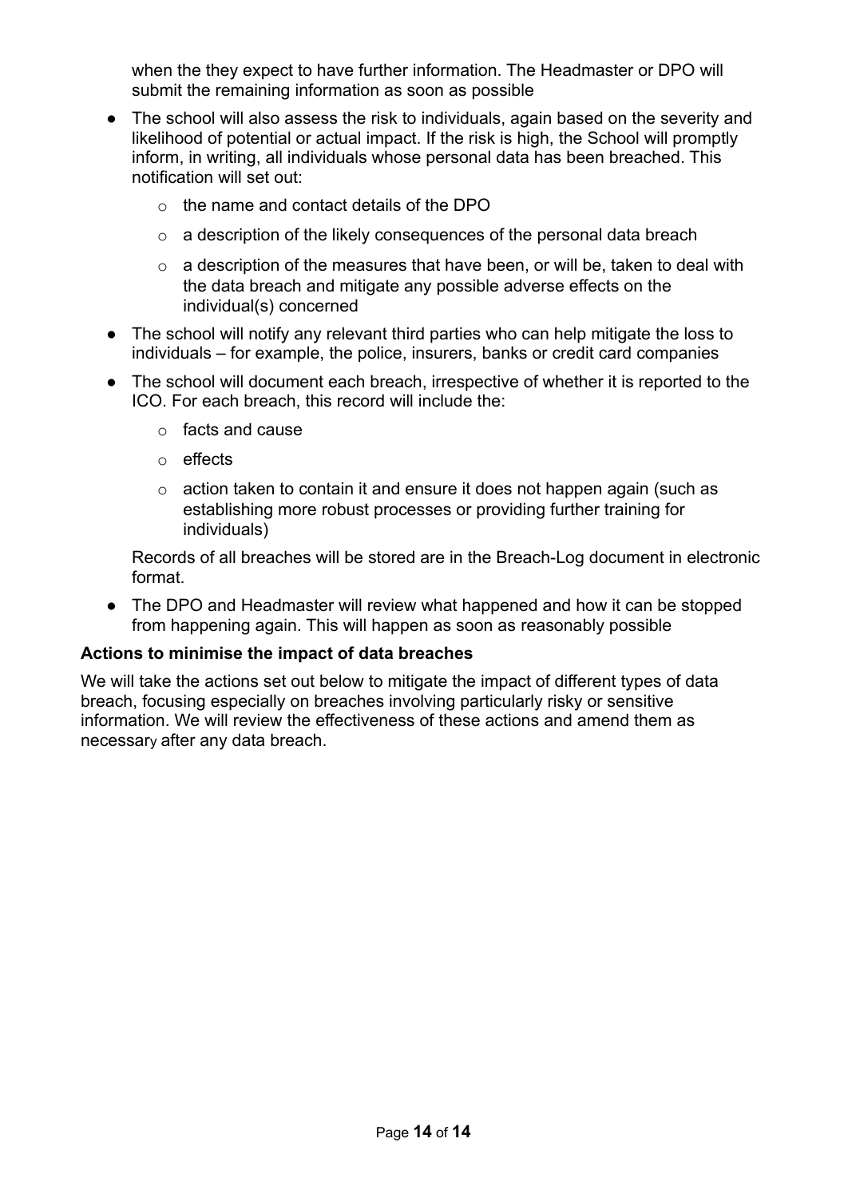when the they expect to have further information. The Headmaster or DPO will submit the remaining information as soon as possible

- The school will also assess the risk to individuals, again based on the severity and likelihood of potential or actual impact. If the risk is high, the School will promptly inform, in writing, all individuals whose personal data has been breached. This notification will set out:
  - the name and contact details of the DPO
  - a description of the likely consequences of the personal data breach
  - a description of the measures that have been, or will be, taken to deal with the data breach and mitigate any possible adverse effects on the individual(s) concerned
- The school will notify any relevant third parties who can help mitigate the loss to individuals – for example, the police, insurers, banks or credit card companies
- The school will document each breach, irrespective of whether it is reported to the ICO. For each breach, this record will include the:
  - facts and cause
  - effects
  - action taken to contain it and ensure it does not happen again (such as establishing more robust processes or providing further training for individuals)

  Records of all breaches will be stored are in the Breach-Log document in electronic format.
- The DPO and Headmaster will review what happened and how it can be stopped from happening again. This will happen as soon as reasonably possible

**Actions to minimise the impact of data breaches**

We will take the actions set out below to mitigate the impact of different types of data breach, focusing especially on breaches involving particularly risky or sensitive information. We will review the effectiveness of these actions and amend them as necessary after any data breach.